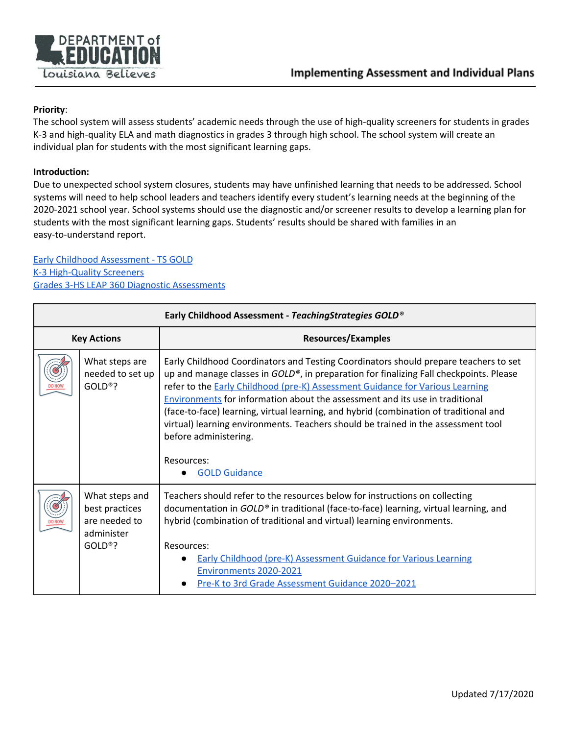# Implementing Assessment and Individual Plans

**Priority**:
The school system will assess students' academic needs through the use of high-quality screeners for students in grades K-3 and high-quality ELA and math diagnostics in grades 3 through high school. The school system will create an individual plan for students with the most significant learning gaps.

**Introduction:**
Due to unexpected school system closures, students may have unfinished learning that needs to be addressed. School systems will need to help school leaders and teachers identify every student's learning needs at the beginning of the 2020-2021 school year. School systems should use the diagnostic and/or screener results to develop a learning plan for students with the most significant learning gaps. Students' results should be shared with families in an easy-to-understand report.

Early Childhood Assessment - TS GOLD
K-3 High-Quality Screeners
Grades 3-HS LEAP 360 Diagnostic Assessments

| Early Childhood Assessment - *TeachingStrategies GOLD®* | | |
|---|---|---|
| **Key Actions** | | **Resources/Examples** |
| DO NOW | What steps are needed to set up GOLD®? | Early Childhood Coordinators and Testing Coordinators should prepare teachers to set up and manage classes in *GOLD®*, in preparation for finalizing Fall checkpoints. Please refer to the Early Childhood (pre-K) Assessment Guidance for Various Learning Environments for information about the assessment and its use in traditional (face-to-face) learning, virtual learning, and hybrid (combination of traditional and virtual) learning environments. Teachers should be trained in the assessment tool before administering.<br><br>Resources:<br>● GOLD Guidance |
| DO NOW | What steps and best practices are needed to administer GOLD®? | Teachers should refer to the resources below for instructions on collecting documentation in *GOLD®* in traditional (face-to-face) learning, virtual learning, and hybrid (combination of traditional and virtual) learning environments.<br><br>Resources:<br>● Early Childhood (pre-K) Assessment Guidance for Various Learning Environments 2020-2021<br>● Pre-K to 3rd Grade Assessment Guidance 2020–2021 |

Updated 7/17/2020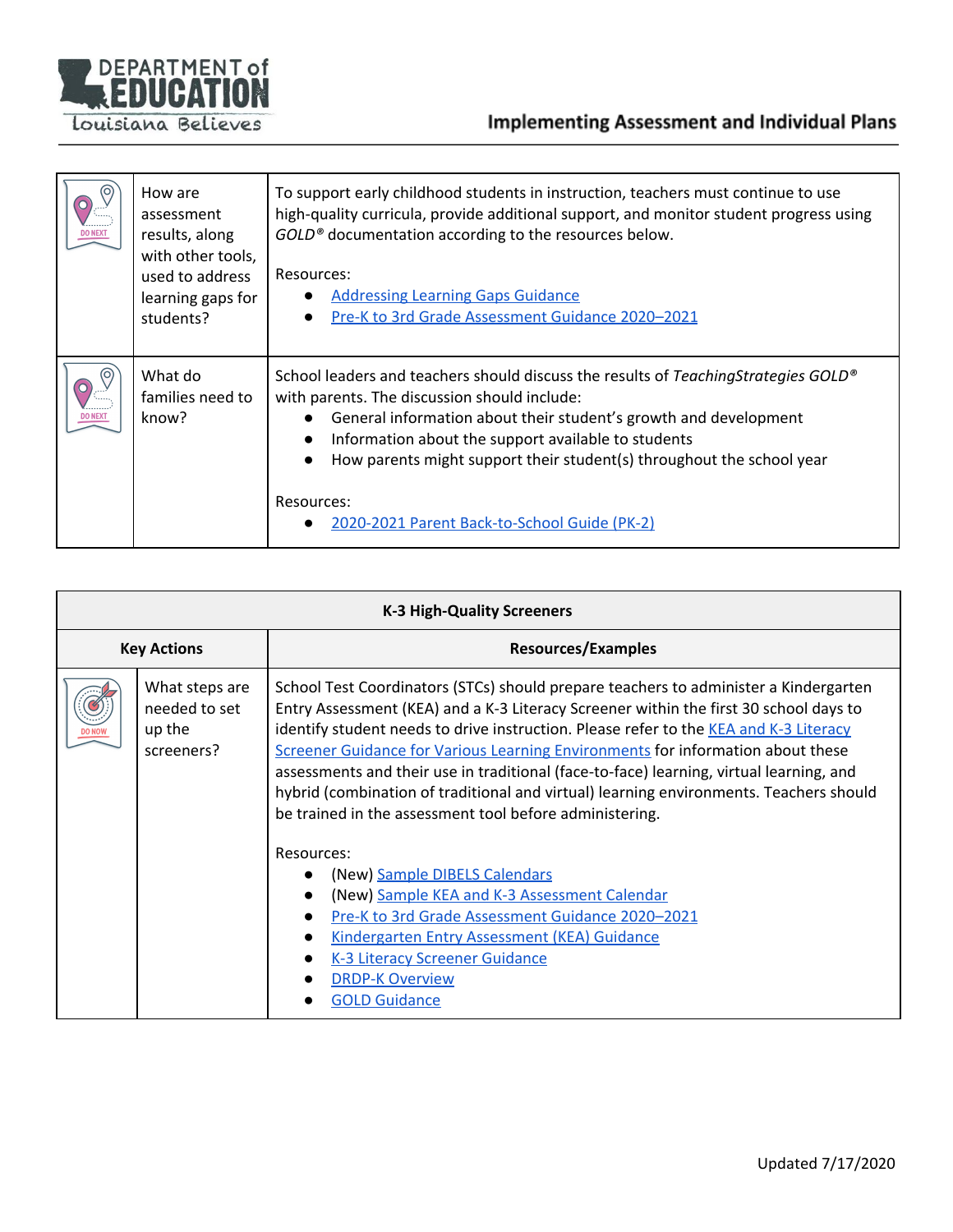| | | |
|---|---|---|
| DO NEXT | How are assessment results, along with other tools, used to address learning gaps for students? | To support early childhood students in instruction, teachers must continue to use high-quality curricula, provide additional support, and monitor student progress using *GOLD®* documentation according to the resources below.<br><br>Resources:<br>• Addressing Learning Gaps Guidance<br>• Pre-K to 3rd Grade Assessment Guidance 2020–2021 |
| DO NEXT | What do families need to know? | School leaders and teachers should discuss the results of *TeachingStrategies GOLD®* with parents. The discussion should include:<br>• General information about their student's growth and development<br>• Information about the support available to students<br>• How parents might support their student(s) throughout the school year<br><br>Resources:<br>• 2020-2021 Parent Back-to-School Guide (PK-2) |

| **K-3 High-Quality Screeners** | | |
|---|---|---|
| **Key Actions** | | **Resources/Examples** |
| DO NOW | What steps are needed to set up the screeners? | School Test Coordinators (STCs) should prepare teachers to administer a Kindergarten Entry Assessment (KEA) and a K-3 Literacy Screener within the first 30 school days to identify student needs to drive instruction. Please refer to the KEA and K-3 Literacy Screener Guidance for Various Learning Environments for information about these assessments and their use in traditional (face-to-face) learning, virtual learning, and hybrid (combination of traditional and virtual) learning environments. Teachers should be trained in the assessment tool before administering.<br><br>Resources:<br>• (New) Sample DIBELS Calendars<br>• (New) Sample KEA and K-3 Assessment Calendar<br>• Pre-K to 3rd Grade Assessment Guidance 2020–2021<br>• Kindergarten Entry Assessment (KEA) Guidance<br>• K-3 Literacy Screener Guidance<br>• DRDP-K Overview<br>• GOLD Guidance |

Updated 7/17/2020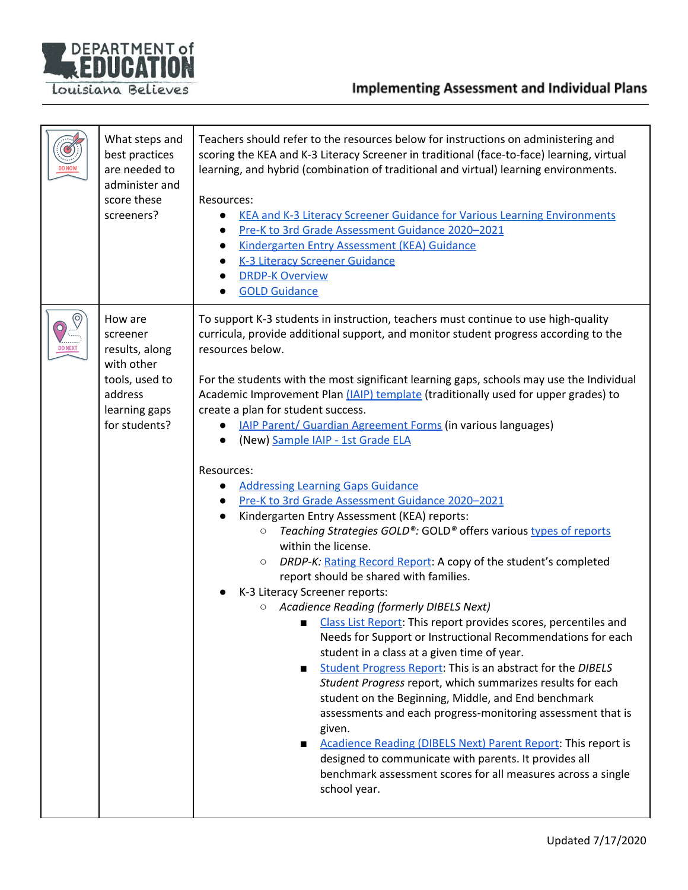| | | |
|---|---|---|
| DO NOW | What steps and best practices are needed to administer and score these screeners? | Teachers should refer to the resources below for instructions on administering and scoring the KEA and K-3 Literacy Screener in traditional (face-to-face) learning, virtual learning, and hybrid (combination of traditional and virtual) learning environments.<br><br>Resources:<br>• KEA and K-3 Literacy Screener Guidance for Various Learning Environments<br>• Pre-K to 3rd Grade Assessment Guidance 2020–2021<br>• Kindergarten Entry Assessment (KEA) Guidance<br>• K-3 Literacy Screener Guidance<br>• DRDP-K Overview<br>• GOLD Guidance |
| DO NEXT | How are screener results, along with other tools, used to address learning gaps for students? | To support K-3 students in instruction, teachers must continue to use high-quality curricula, provide additional support, and monitor student progress according to the resources below.<br><br>For the students with the most significant learning gaps, schools may use the Individual Academic Improvement Plan (IAIP) template (traditionally used for upper grades) to create a plan for student success.<br>• IAIP Parent/ Guardian Agreement Forms (in various languages)<br>• (New) Sample IAIP - 1st Grade ELA<br><br>Resources:<br>• Addressing Learning Gaps Guidance<br>• Pre-K to 3rd Grade Assessment Guidance 2020–2021<br>• Kindergarten Entry Assessment (KEA) reports:<br>  ○ *Teaching Strategies GOLD®:* GOLD® offers various types of reports within the license.<br>  ○ *DRDP-K:* Rating Record Report: A copy of the student's completed report should be shared with families.<br>• K-3 Literacy Screener reports:<br>  ○ *Acadience Reading (formerly DIBELS Next)*<br>    ■ Class List Report: This report provides scores, percentiles and Needs for Support or Instructional Recommendations for each student in a class at a given time of year.<br>    ■ Student Progress Report: This is an abstract for the *DIBELS Student Progress* report, which summarizes results for each student on the Beginning, Middle, and End benchmark assessments and each progress-monitoring assessment that is given.<br>    ■ Acadience Reading (DIBELS Next) Parent Report: This report is designed to communicate with parents. It provides all benchmark assessment scores for all measures across a single school year. |

Updated 7/17/2020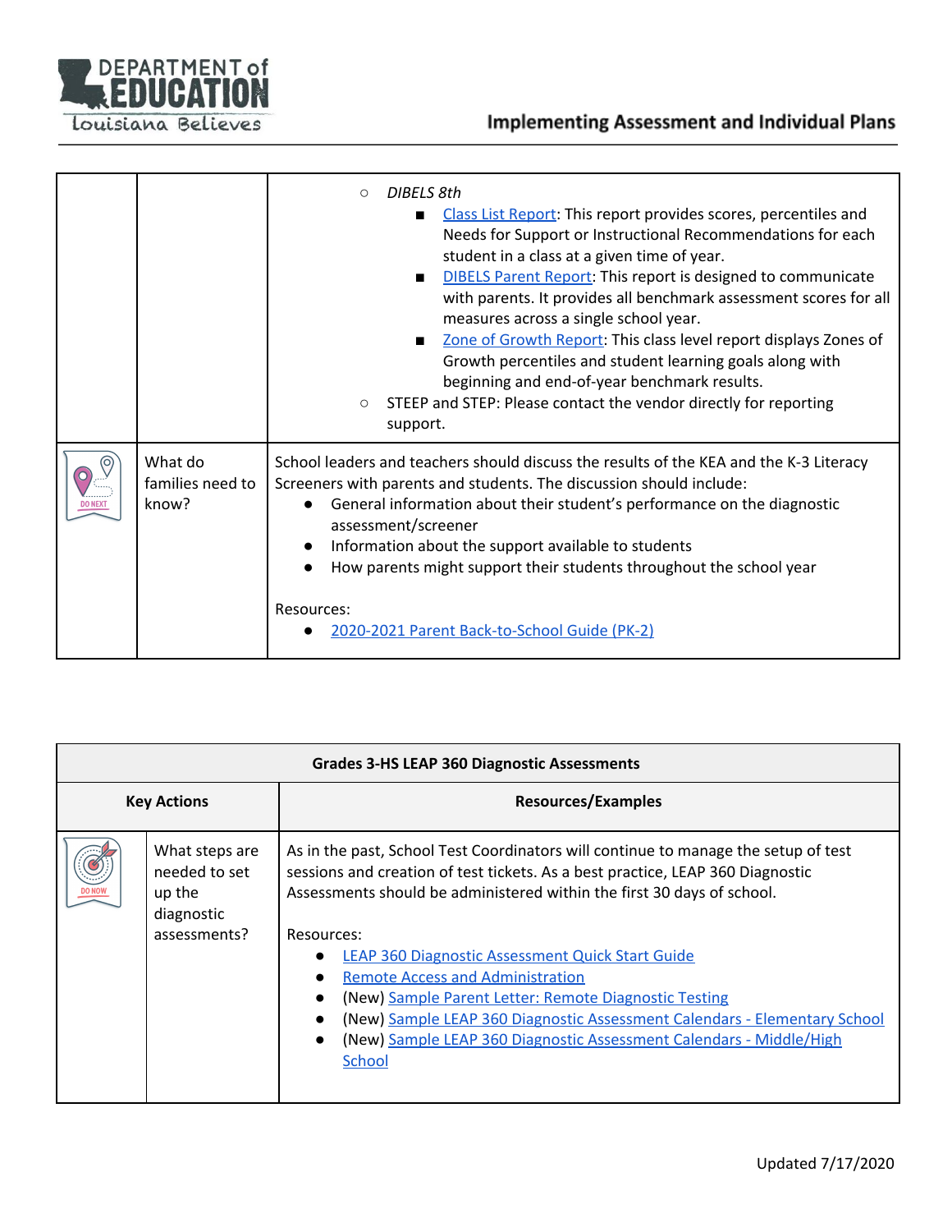| | | |
|---|---|---|
| | | ○ *DIBELS 8th*<br>■ Class List Report: This report provides scores, percentiles and Needs for Support or Instructional Recommendations for each student in a class at a given time of year.<br>■ DIBELS Parent Report: This report is designed to communicate with parents. It provides all benchmark assessment scores for all measures across a single school year.<br>■ Zone of Growth Report: This class level report displays Zones of Growth percentiles and student learning goals along with beginning and end-of-year benchmark results.<br>○ STEEP and STEP: Please contact the vendor directly for reporting support. |
| DO NEXT | What do families need to know? | School leaders and teachers should discuss the results of the KEA and the K-3 Literacy Screeners with parents and students. The discussion should include:<br>● General information about their student's performance on the diagnostic assessment/screener<br>● Information about the support available to students<br>● How parents might support their students throughout the school year<br><br>Resources:<br>● 2020-2021 Parent Back-to-School Guide (PK-2) |

| **Grades 3-HS LEAP 360 Diagnostic Assessments** | | |
|---|---|---|
| **Key Actions** | | **Resources/Examples** |
| DO NOW | What steps are needed to set up the diagnostic assessments? | As in the past, School Test Coordinators will continue to manage the setup of test sessions and creation of test tickets. As a best practice, LEAP 360 Diagnostic Assessments should be administered within the first 30 days of school.<br><br>Resources:<br>● LEAP 360 Diagnostic Assessment Quick Start Guide<br>● Remote Access and Administration<br>● (New) Sample Parent Letter: Remote Diagnostic Testing<br>● (New) Sample LEAP 360 Diagnostic Assessment Calendars - Elementary School<br>● (New) Sample LEAP 360 Diagnostic Assessment Calendars - Middle/High School |

Updated 7/17/2020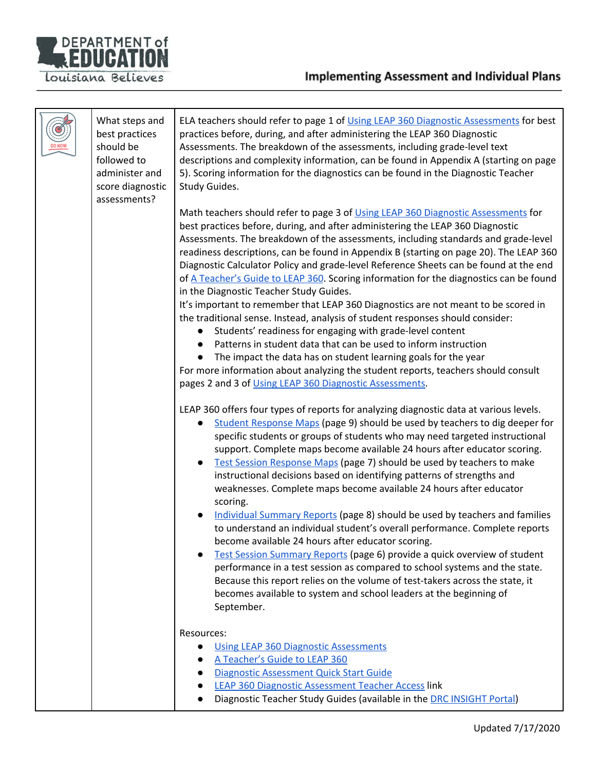| | | |
|---|---|---|
| DO NOW | What steps and best practices should be followed to administer and score diagnostic assessments? | ELA teachers should refer to page 1 of Using LEAP 360 Diagnostic Assessments for best practices before, during, and after administering the LEAP 360 Diagnostic Assessments. The breakdown of the assessments, including grade-level text descriptions and complexity information, can be found in Appendix A (starting on page 5). Scoring information for the diagnostics can be found in the Diagnostic Teacher Study Guides.<br><br>Math teachers should refer to page 3 of Using LEAP 360 Diagnostic Assessments for best practices before, during, and after administering the LEAP 360 Diagnostic Assessments. The breakdown of the assessments, including standards and grade-level readiness descriptions, can be found in Appendix B (starting on page 20). The LEAP 360 Diagnostic Calculator Policy and grade-level Reference Sheets can be found at the end of A Teacher's Guide to LEAP 360. Scoring information for the diagnostics can be found in the Diagnostic Teacher Study Guides.<br>It's important to remember that LEAP 360 Diagnostics are not meant to be scored in the traditional sense. Instead, analysis of student responses should consider:<br>● Students' readiness for engaging with grade-level content<br>● Patterns in student data that can be used to inform instruction<br>● The impact the data has on student learning goals for the year<br>For more information about analyzing the student reports, teachers should consult pages 2 and 3 of Using LEAP 360 Diagnostic Assessments.<br><br>LEAP 360 offers four types of reports for analyzing diagnostic data at various levels.<br>● Student Response Maps (page 9) should be used by teachers to dig deeper for specific students or groups of students who may need targeted instructional support. Complete maps become available 24 hours after educator scoring.<br>● Test Session Response Maps (page 7) should be used by teachers to make instructional decisions based on identifying patterns of strengths and weaknesses. Complete maps become available 24 hours after educator scoring.<br>● Individual Summary Reports (page 8) should be used by teachers and families to understand an individual student's overall performance. Complete reports become available 24 hours after educator scoring.<br>● Test Session Summary Reports (page 6) provide a quick overview of student performance in a test session as compared to school systems and the state. Because this report relies on the volume of test-takers across the state, it becomes available to system and school leaders at the beginning of September.<br><br>Resources:<br>● Using LEAP 360 Diagnostic Assessments<br>● A Teacher's Guide to LEAP 360<br>● Diagnostic Assessment Quick Start Guide<br>● LEAP 360 Diagnostic Assessment Teacher Access link<br>● Diagnostic Teacher Study Guides (available in the DRC INSIGHT Portal) |

Updated 7/17/2020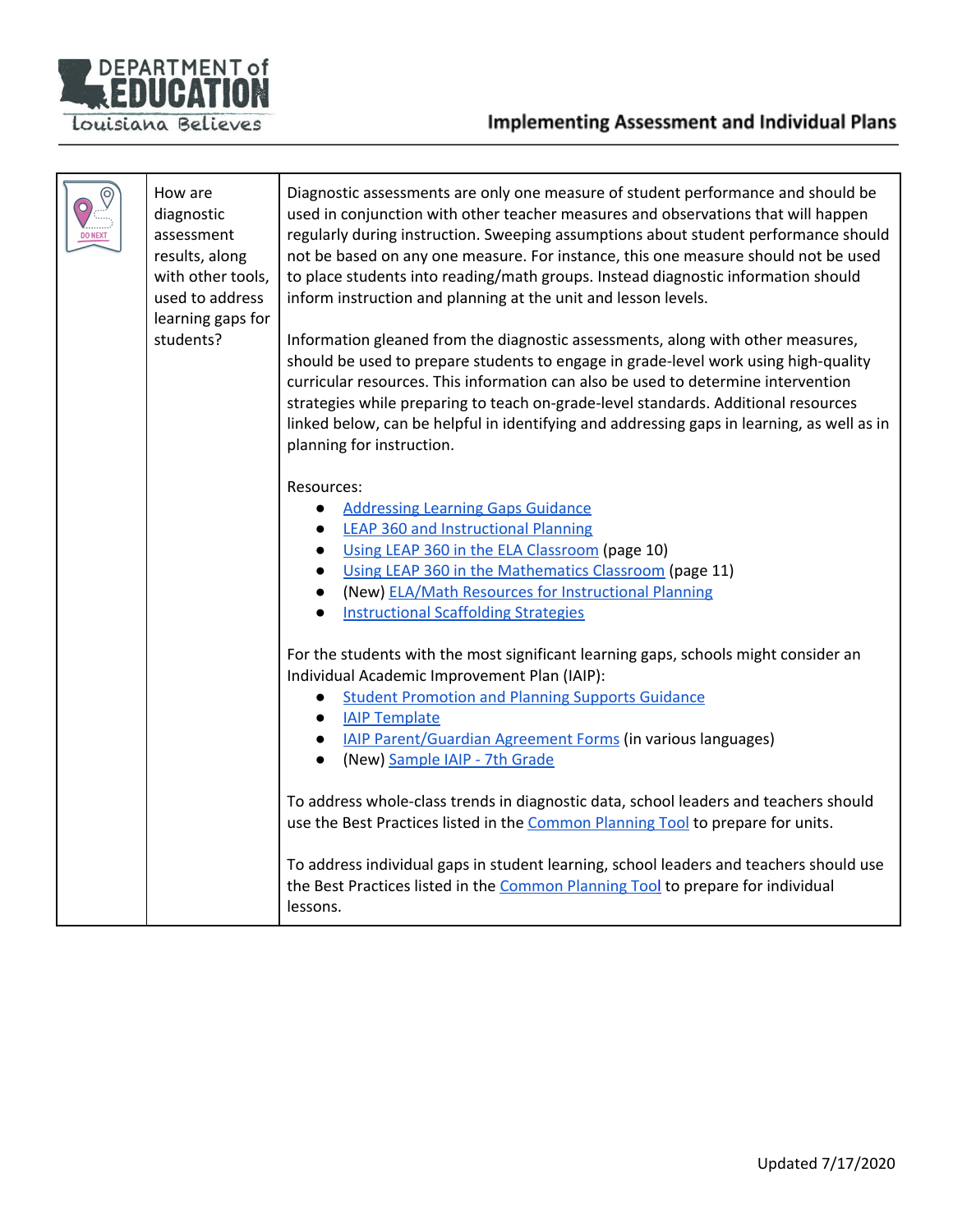| | | |
|---|---|---|
| DO NEXT | How are diagnostic assessment results, along with other tools, used to address learning gaps for students? | Diagnostic assessments are only one measure of student performance and should be used in conjunction with other teacher measures and observations that will happen regularly during instruction. Sweeping assumptions about student performance should not be based on any one measure. For instance, this one measure should not be used to place students into reading/math groups. Instead diagnostic information should inform instruction and planning at the unit and lesson levels.<br><br>Information gleaned from the diagnostic assessments, along with other measures, should be used to prepare students to engage in grade-level work using high-quality curricular resources. This information can also be used to determine intervention strategies while preparing to teach on-grade-level standards. Additional resources linked below, can be helpful in identifying and addressing gaps in learning, as well as in planning for instruction.<br><br>Resources:<br>• Addressing Learning Gaps Guidance<br>• LEAP 360 and Instructional Planning<br>• Using LEAP 360 in the ELA Classroom (page 10)<br>• Using LEAP 360 in the Mathematics Classroom (page 11)<br>• (New) ELA/Math Resources for Instructional Planning<br>• Instructional Scaffolding Strategies<br><br>For the students with the most significant learning gaps, schools might consider an Individual Academic Improvement Plan (IAIP):<br>• Student Promotion and Planning Supports Guidance<br>• IAIP Template<br>• IAIP Parent/Guardian Agreement Forms (in various languages)<br>• (New) Sample IAIP - 7th Grade<br><br>To address whole-class trends in diagnostic data, school leaders and teachers should use the Best Practices listed in the Common Planning Tool to prepare for units.<br><br>To address individual gaps in student learning, school leaders and teachers should use the Best Practices listed in the Common Planning Tool to prepare for individual lessons. |

Updated 7/17/2020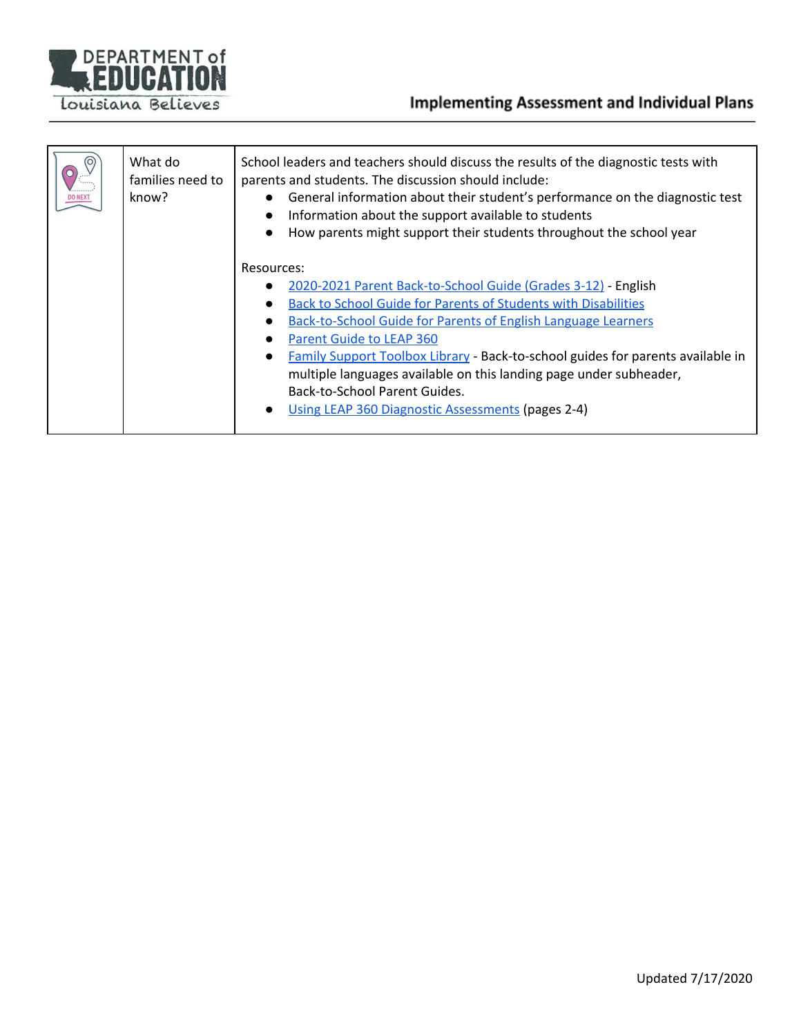| | | |
|---|---|---|
| DO NEXT | What do families need to know? | School leaders and teachers should discuss the results of the diagnostic tests with parents and students. The discussion should include:<br>● General information about their student's performance on the diagnostic test<br>● Information about the support available to students<br>● How parents might support their students throughout the school year<br><br>Resources:<br>● 2020-2021 Parent Back-to-School Guide (Grades 3-12) - English<br>● Back to School Guide for Parents of Students with Disabilities<br>● Back-to-School Guide for Parents of English Language Learners<br>● Parent Guide to LEAP 360<br>● Family Support Toolbox Library - Back-to-school guides for parents available in multiple languages available on this landing page under subheader, Back-to-School Parent Guides.<br>● Using LEAP 360 Diagnostic Assessments (pages 2-4) |

Updated 7/17/2020